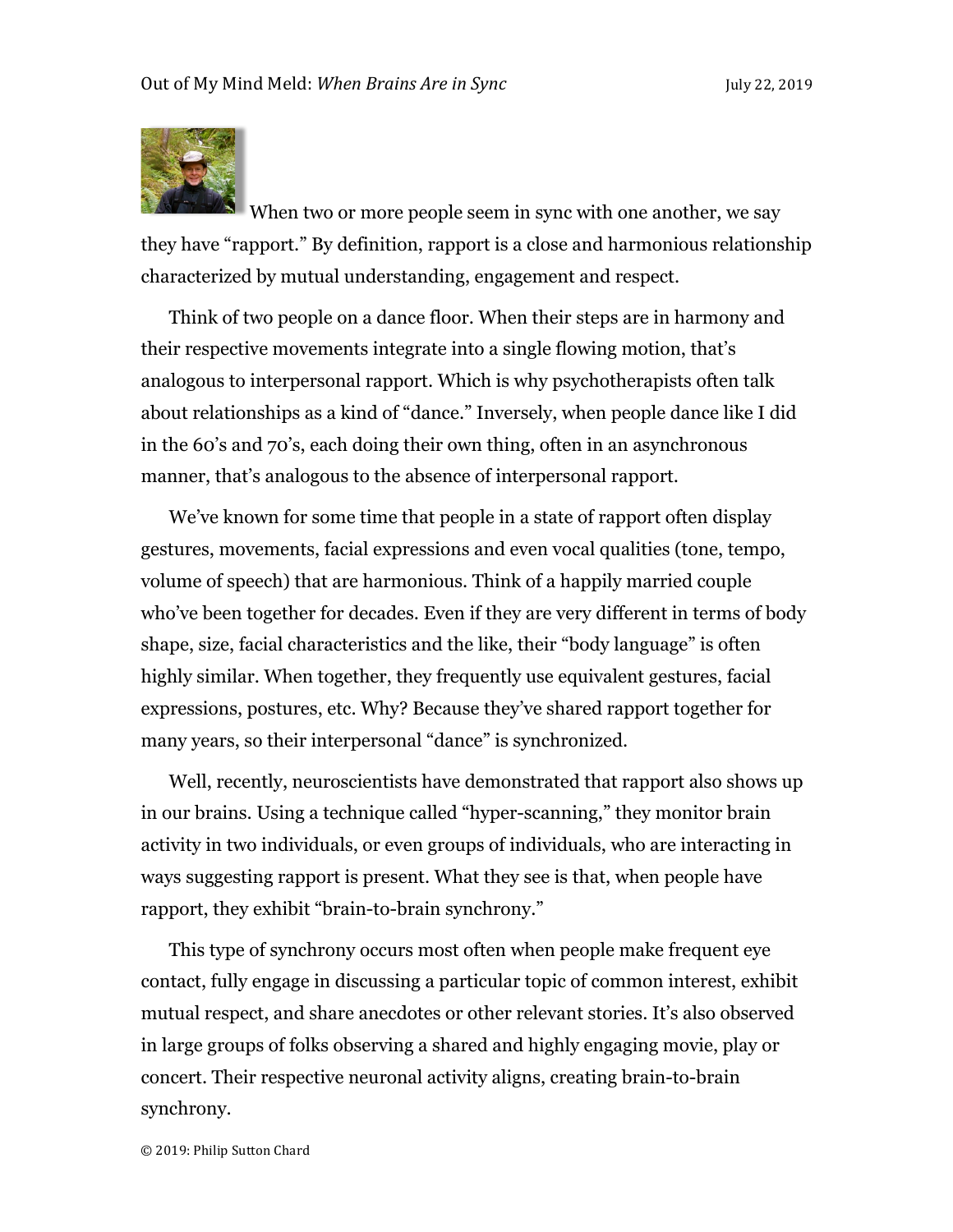When two or more people seem in sync with one another, we say they have "rapport." By definition, rapport is a close and harmonious relationship characterized by mutual understanding, engagement and respect.

Think of two people on a dance floor. When their steps are in harmony and their respective movements integrate into a single flowing motion, that's analogous to interpersonal rapport. Which is why psychotherapists often talk about relationships as a kind of "dance." Inversely, when people dance like I did in the 60's and 70's, each doing their own thing, often in an asynchronous manner, that's analogous to the absence of interpersonal rapport.

We've known for some time that people in a state of rapport often display gestures, movements, facial expressions and even vocal qualities (tone, tempo, volume of speech) that are harmonious. Think of a happily married couple who've been together for decades. Even if they are very different in terms of body shape, size, facial characteristics and the like, their "body language" is often highly similar. When together, they frequently use equivalent gestures, facial expressions, postures, etc. Why? Because they've shared rapport together for many years, so their interpersonal "dance" is synchronized.

Well, recently, neuroscientists have demonstrated that rapport also shows up in our brains. Using a technique called "hyper-scanning," they monitor brain activity in two individuals, or even groups of individuals, who are interacting in ways suggesting rapport is present. What they see is that, when people have rapport, they exhibit "brain-to-brain synchrony."

This type of synchrony occurs most often when people make frequent eye contact, fully engage in discussing a particular topic of common interest, exhibit mutual respect, and share anecdotes or other relevant stories. It's also observed in large groups of folks observing a shared and highly engaging movie, play or concert. Their respective neuronal activity aligns, creating brain-to-brain synchrony.

© 2019: Philip Sutton Chard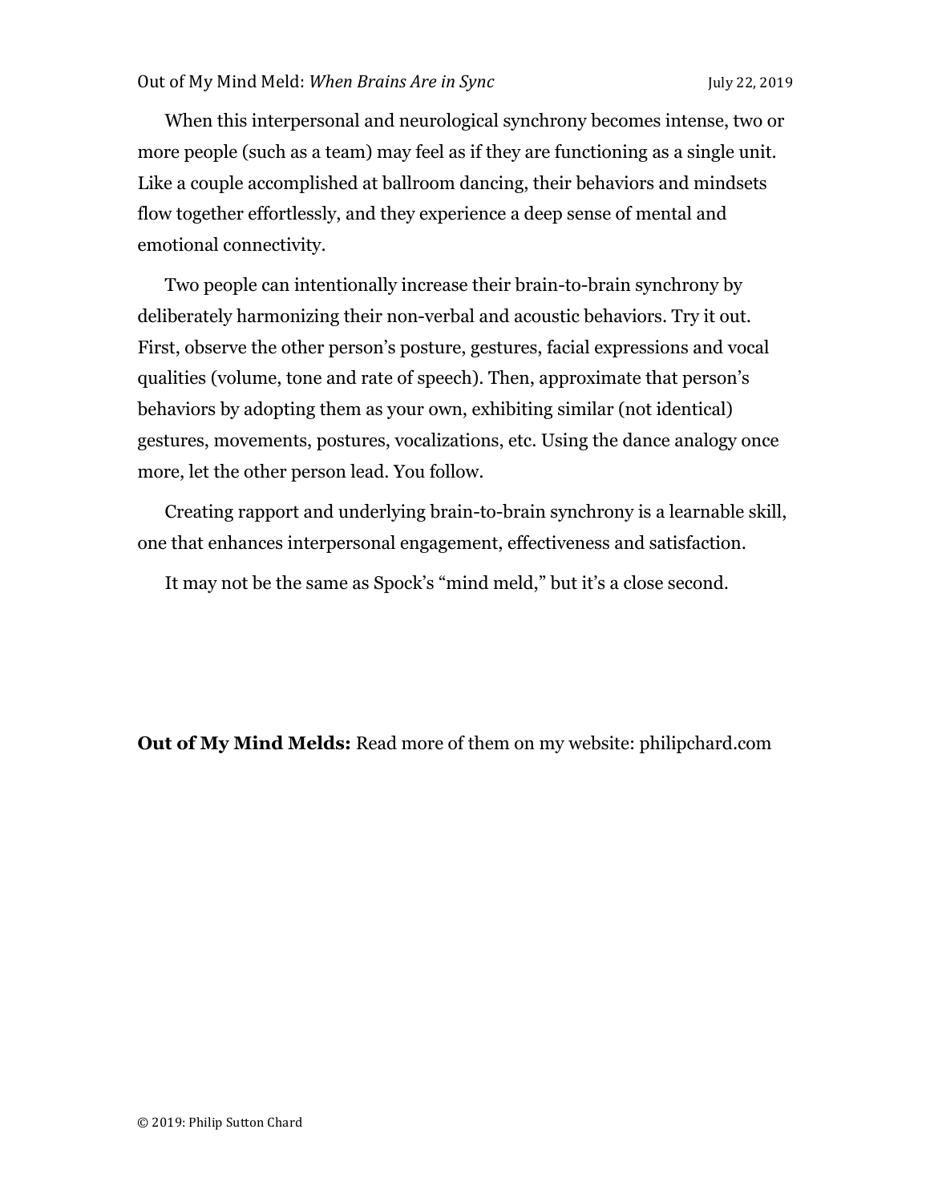When this interpersonal and neurological synchrony becomes intense, two or more people (such as a team) may feel as if they are functioning as a single unit. Like a couple accomplished at ballroom dancing, their behaviors and mindsets flow together effortlessly, and they experience a deep sense of mental and emotional connectivity.

Two people can intentionally increase their brain-to-brain synchrony by deliberately harmonizing their non-verbal and acoustic behaviors. Try it out. First, observe the other person's posture, gestures, facial expressions and vocal qualities (volume, tone and rate of speech). Then, approximate that person's behaviors by adopting them as your own, exhibiting similar (not identical) gestures, movements, postures, vocalizations, etc. Using the dance analogy once more, let the other person lead. You follow.

Creating rapport and underlying brain-to-brain synchrony is a learnable skill, one that enhances interpersonal engagement, effectiveness and satisfaction.

It may not be the same as Spock's "mind meld," but it's a close second.

**Out of My Mind Melds:** Read more of them on my website: philipchard.com

© 2019: Philip Sutton Chard